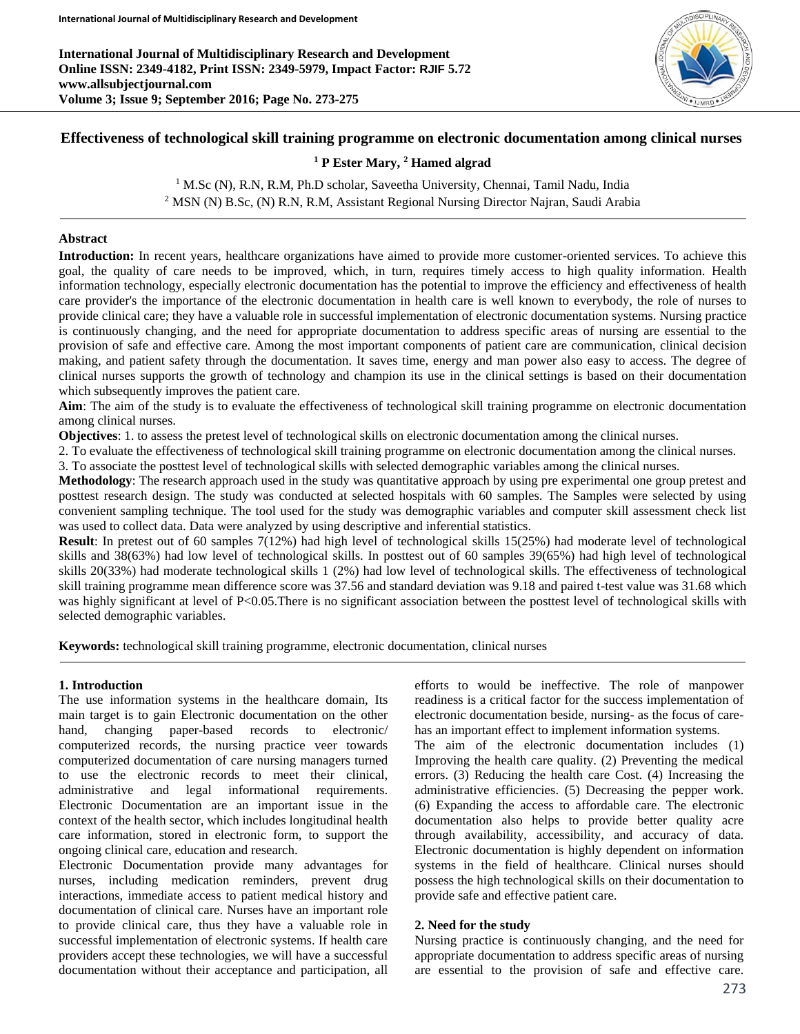# Effectiveness of technological skill training programme on electronic documentation among clinical nurses

**[1] P Ester Mary, [2] Hamed algrad**

[1] M.Sc (N), R.N, R.M, Ph.D scholar, Saveetha University, Chennai, Tamil Nadu, India
[2] MSN (N) B.Sc, (N) R.N, R.M, Assistant Regional Nursing Director Najran, Saudi Arabia

## Abstract

**Introduction:** In recent years, healthcare organizations have aimed to provide more customer-oriented services. To achieve this goal, the quality of care needs to be improved, which, in turn, requires timely access to high quality information. Health information technology, especially electronic documentation has the potential to improve the efficiency and effectiveness of health care provider's the importance of the electronic documentation in health care is well known to everybody, the role of nurses to provide clinical care; they have a valuable role in successful implementation of electronic documentation systems. Nursing practice is continuously changing, and the need for appropriate documentation to address specific areas of nursing are essential to the provision of safe and effective care. Among the most important components of patient care are communication, clinical decision making, and patient safety through the documentation. It saves time, energy and man power also easy to access. The degree of clinical nurses supports the growth of technology and champion its use in the clinical settings is based on their documentation which subsequently improves the patient care.

**Aim**: The aim of the study is to evaluate the effectiveness of technological skill training programme on electronic documentation among clinical nurses.

**Objectives**: 1. to assess the pretest level of technological skills on electronic documentation among the clinical nurses.

2. To evaluate the effectiveness of technological skill training programme on electronic documentation among the clinical nurses.

3. To associate the posttest level of technological skills with selected demographic variables among the clinical nurses.

**Methodology**: The research approach used in the study was quantitative approach by using pre experimental one group pretest and posttest research design. The study was conducted at selected hospitals with 60 samples. The Samples were selected by using convenient sampling technique. The tool used for the study was demographic variables and computer skill assessment check list was used to collect data. Data were analyzed by using descriptive and inferential statistics.

**Result**: In pretest out of 60 samples 7(12%) had high level of technological skills 15(25%) had moderate level of technological skills and 38(63%) had low level of technological skills. In posttest out of 60 samples 39(65%) had high level of technological skills 20(33%) had moderate technological skills 1 (2%) had low level of technological skills. The effectiveness of technological skill training programme mean difference score was 37.56 and standard deviation was 9.18 and paired t-test value was 31.68 which was highly significant at level of $P<0.05$.There is no significant association between the posttest level of technological skills with selected demographic variables.

**Keywords:** technological skill training programme, electronic documentation, clinical nurses

## 1. Introduction

The use information systems in the healthcare domain, Its main target is to gain Electronic documentation on the other hand, changing paper-based records to electronic/ computerized records, the nursing practice veer towards computerized documentation of care nursing managers turned to use the electronic records to meet their clinical, administrative and legal informational requirements. Electronic Documentation are an important issue in the context of the health sector, which includes longitudinal health care information, stored in electronic form, to support the ongoing clinical care, education and research.

Electronic Documentation provide many advantages for nurses, including medication reminders, prevent drug interactions, immediate access to patient medical history and documentation of clinical care. Nurses have an important role to provide clinical care, thus they have a valuable role in successful implementation of electronic systems. If health care providers accept these technologies, we will have a successful documentation without their acceptance and participation, all efforts to would be ineffective. The role of manpower readiness is a critical factor for the success implementation of electronic documentation beside, nursing- as the focus of care- has an important effect to implement information systems.

The aim of the electronic documentation includes (1) Improving the health care quality. (2) Preventing the medical errors. (3) Reducing the health care Cost. (4) Increasing the administrative efficiencies. (5) Decreasing the pepper work. (6) Expanding the access to affordable care. The electronic documentation also helps to provide better quality acre through availability, accessibility, and accuracy of data. Electronic documentation is highly dependent on information systems in the field of healthcare. Clinical nurses should possess the high technological skills on their documentation to provide safe and effective patient care.

## 2. Need for the study

Nursing practice is continuously changing, and the need for appropriate documentation to address specific areas of nursing are essential to the provision of safe and effective care.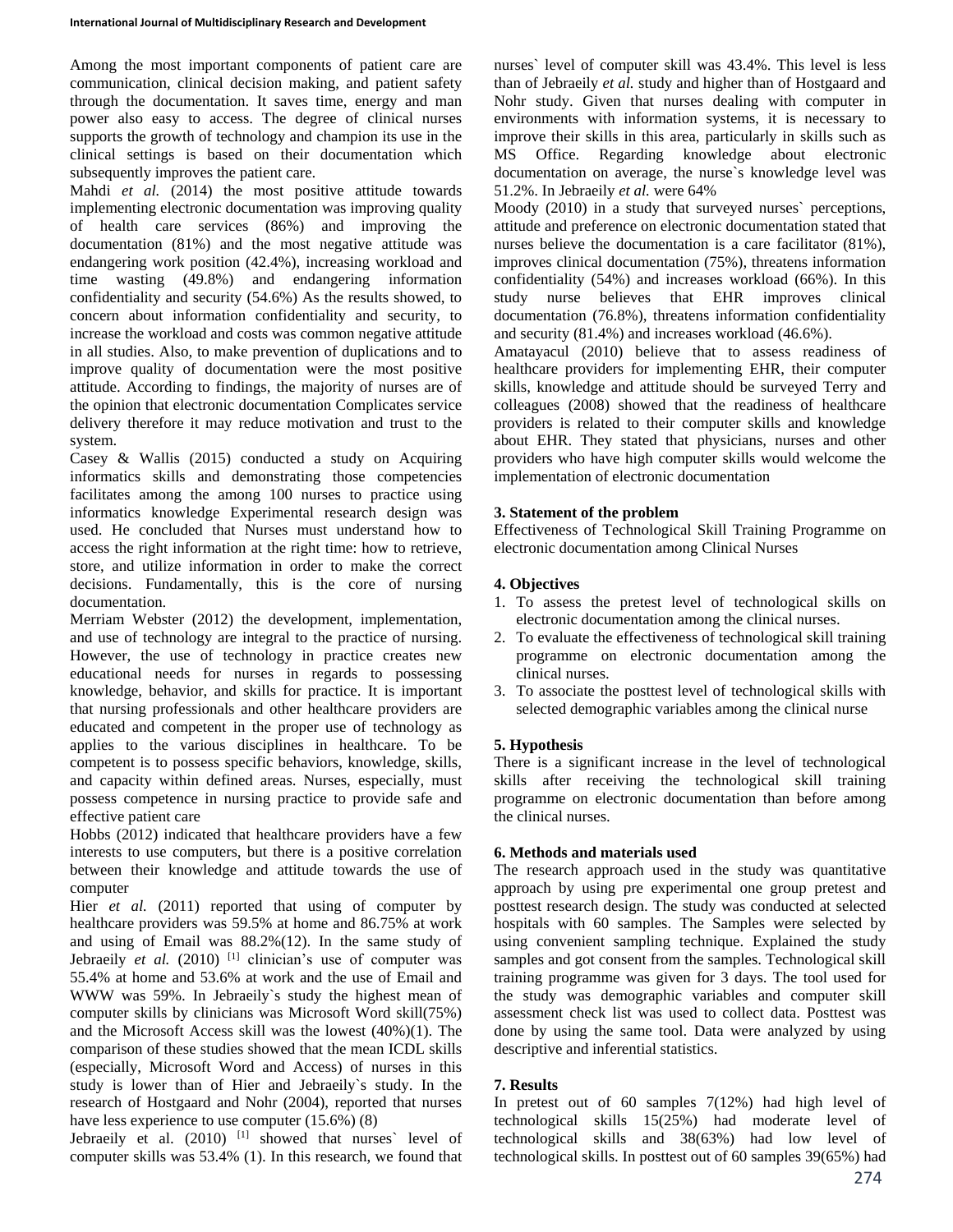Among the most important components of patient care are communication, clinical decision making, and patient safety through the documentation. It saves time, energy and man power also easy to access. The degree of clinical nurses supports the growth of technology and champion its use in the clinical settings is based on their documentation which subsequently improves the patient care.

Mahdi *et al.* (2014) the most positive attitude towards implementing electronic documentation was improving quality of health care services (86%) and improving the documentation (81%) and the most negative attitude was endangering work position (42.4%), increasing workload and time wasting (49.8%) and endangering information confidentiality and security (54.6%) As the results showed, to concern about information confidentiality and security, to increase the workload and costs was common negative attitude in all studies. Also, to make prevention of duplications and to improve quality of documentation were the most positive attitude. According to findings, the majority of nurses are of the opinion that electronic documentation Complicates service delivery therefore it may reduce motivation and trust to the system.

Casey & Wallis (2015) conducted a study on Acquiring informatics skills and demonstrating those competencies facilitates among the among 100 nurses to practice using informatics knowledge Experimental research design was used. He concluded that Nurses must understand how to access the right information at the right time: how to retrieve, store, and utilize information in order to make the correct decisions. Fundamentally, this is the core of nursing documentation.

Merriam Webster (2012) the development, implementation, and use of technology are integral to the practice of nursing. However, the use of technology in practice creates new educational needs for nurses in regards to possessing knowledge, behavior, and skills for practice. It is important that nursing professionals and other healthcare providers are educated and competent in the proper use of technology as applies to the various disciplines in healthcare. To be competent is to possess specific behaviors, knowledge, skills, and capacity within defined areas. Nurses, especially, must possess competence in nursing practice to provide safe and effective patient care

Hobbs (2012) indicated that healthcare providers have a few interests to use computers, but there is a positive correlation between their knowledge and attitude towards the use of computer

Hier *et al.* (2011) reported that using of computer by healthcare providers was 59.5% at home and 86.75% at work and using of Email was 88.2%(12). In the same study of Jebraeily *et al.* (2010) [1] clinician's use of computer was 55.4% at home and 53.6% at work and the use of Email and WWW was 59%. In Jebraeily`s study the highest mean of computer skills by clinicians was Microsoft Word skill(75%) and the Microsoft Access skill was the lowest (40%)(1). The comparison of these studies showed that the mean ICDL skills (especially, Microsoft Word and Access) of nurses in this study is lower than of Hier and Jebraeily`s study. In the research of Hostgaard and Nohr (2004), reported that nurses have less experience to use computer (15.6%) (8)

Jebraeily et al. (2010) [1] showed that nurses` level of computer skills was 53.4% (1). In this research, we found that nurses` level of computer skill was 43.4%. This level is less than of Jebraeily *et al.* study and higher than of Hostgaard and Nohr study. Given that nurses dealing with computer in environments with information systems, it is necessary to improve their skills in this area, particularly in skills such as MS Office. Regarding knowledge about electronic documentation on average, the nurse`s knowledge level was 51.2%. In Jebraeily *et al.* were 64%

Moody (2010) in a study that surveyed nurses` perceptions, attitude and preference on electronic documentation stated that nurses believe the documentation is a care facilitator (81%), improves clinical documentation (75%), threatens information confidentiality (54%) and increases workload (66%). In this study nurse believes that EHR improves clinical documentation (76.8%), threatens information confidentiality and security (81.4%) and increases workload (46.6%).

Amatayacul (2010) believe that to assess readiness of healthcare providers for implementing EHR, their computer skills, knowledge and attitude should be surveyed Terry and colleagues (2008) showed that the readiness of healthcare providers is related to their computer skills and knowledge about EHR. They stated that physicians, nurses and other providers who have high computer skills would welcome the implementation of electronic documentation

## 3. Statement of the problem

Effectiveness of Technological Skill Training Programme on electronic documentation among Clinical Nurses

## 4. Objectives

1. To assess the pretest level of technological skills on electronic documentation among the clinical nurses.
2. To evaluate the effectiveness of technological skill training programme on electronic documentation among the clinical nurses.
3. To associate the posttest level of technological skills with selected demographic variables among the clinical nurse

## 5. Hypothesis

There is a significant increase in the level of technological skills after receiving the technological skill training programme on electronic documentation than before among the clinical nurses.

## 6. Methods and materials used

The research approach used in the study was quantitative approach by using pre experimental one group pretest and posttest research design. The study was conducted at selected hospitals with 60 samples. The Samples were selected by using convenient sampling technique. Explained the study samples and got consent from the samples. Technological skill training programme was given for 3 days. The tool used for the study was demographic variables and computer skill assessment check list was used to collect data. Posttest was done by using the same tool. Data were analyzed by using descriptive and inferential statistics.

## 7. Results

In pretest out of 60 samples 7(12%) had high level of technological skills 15(25%) had moderate level of technological skills and 38(63%) had low level of technological skills. In posttest out of 60 samples 39(65%) had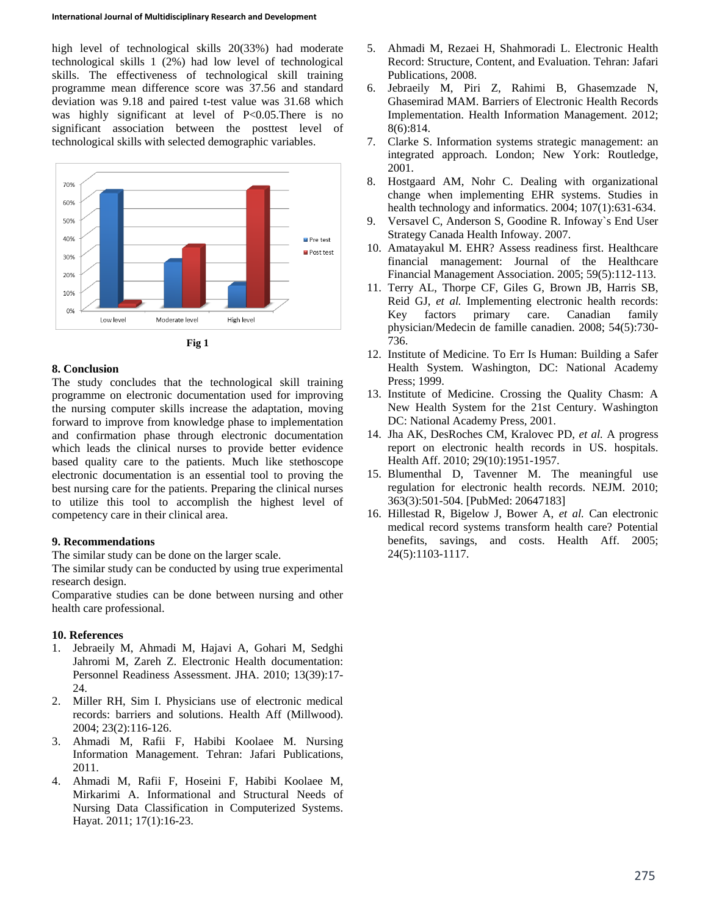high level of technological skills 20(33%) had moderate technological skills 1 (2%) had low level of technological skills. The effectiveness of technological skill training programme mean difference score was 37.56 and standard deviation was 9.18 and paired t-test value was 31.68 which was highly significant at level of $P<0.05$.There is no significant association between the posttest level of technological skills with selected demographic variables.

70%
60%
50%
40%
30%
20%
10%
0%
Low level
Moderate level
High level
Pre test
Post test

**Fig 1**

## 8. Conclusion

The study concludes that the technological skill training programme on electronic documentation used for improving the nursing computer skills increase the adaptation, moving forward to improve from knowledge phase to implementation and confirmation phase through electronic documentation which leads the clinical nurses to provide better evidence based quality care to the patients. Much like stethoscope electronic documentation is an essential tool to proving the best nursing care for the patients. Preparing the clinical nurses to utilize this tool to accomplish the highest level of competency care in their clinical area.

## 9. Recommendations

The similar study can be done on the larger scale.

The similar study can be conducted by using true experimental research design.

Comparative studies can be done between nursing and other health care professional.

## 10. References

1. Jebraeily M, Ahmadi M, Hajavi A, Gohari M, Sedghi Jahromi M, Zareh Z. Electronic Health documentation: Personnel Readiness Assessment. JHA. 2010; 13(39):17-24.
2. Miller RH, Sim I. Physicians use of electronic medical records: barriers and solutions. Health Aff (Millwood). 2004; 23(2):116-126.
3. Ahmadi M, Rafii F, Habibi Koolaee M. Nursing Information Management. Tehran: Jafari Publications, 2011.
4. Ahmadi M, Rafii F, Hoseini F, Habibi Koolaee M, Mirkarimi A. Informational and Structural Needs of Nursing Data Classification in Computerized Systems. Hayat. 2011; 17(1):16-23.
5. Ahmadi M, Rezaei H, Shahmoradi L. Electronic Health Record: Structure, Content, and Evaluation. Tehran: Jafari Publications, 2008.
6. Jebraeily M, Piri Z, Rahimi B, Ghasemzade N, Ghasemirad MAM. Barriers of Electronic Health Records Implementation. Health Information Management. 2012; 8(6):814.
7. Clarke S. Information systems strategic management: an integrated approach. London; New York: Routledge, 2001.
8. Hostgaard AM, Nohr C. Dealing with organizational change when implementing EHR systems. Studies in health technology and informatics. 2004; 107(1):631-634.
9. Versavel C, Anderson S, Goodine R. Infoway`s End User Strategy Canada Health Infoway. 2007.
10. Amatayakul M. EHR? Assess readiness first. Healthcare financial management: Journal of the Healthcare Financial Management Association. 2005; 59(5):112-113.
11. Terry AL, Thorpe CF, Giles G, Brown JB, Harris SB, Reid GJ, *et al.* Implementing electronic health records: Key factors primary care. Canadian family physician/Medecin de famille canadien. 2008; 54(5):730-736.
12. Institute of Medicine. To Err Is Human: Building a Safer Health System. Washington, DC: National Academy Press; 1999.
13. Institute of Medicine. Crossing the Quality Chasm: A New Health System for the 21st Century. Washington DC: National Academy Press, 2001.
14. Jha AK, DesRoches CM, Kralovec PD, *et al.* A progress report on electronic health records in US. hospitals. Health Aff. 2010; 29(10):1951-1957.
15. Blumenthal D, Tavenner M. The meaningful use regulation for electronic health records. NEJM. 2010; 363(3):501-504. [PubMed: 20647183]
16. Hillestad R, Bigelow J, Bower A, *et al.* Can electronic medical record systems transform health care? Potential benefits, savings, and costs. Health Aff. 2005; 24(5):1103-1117.